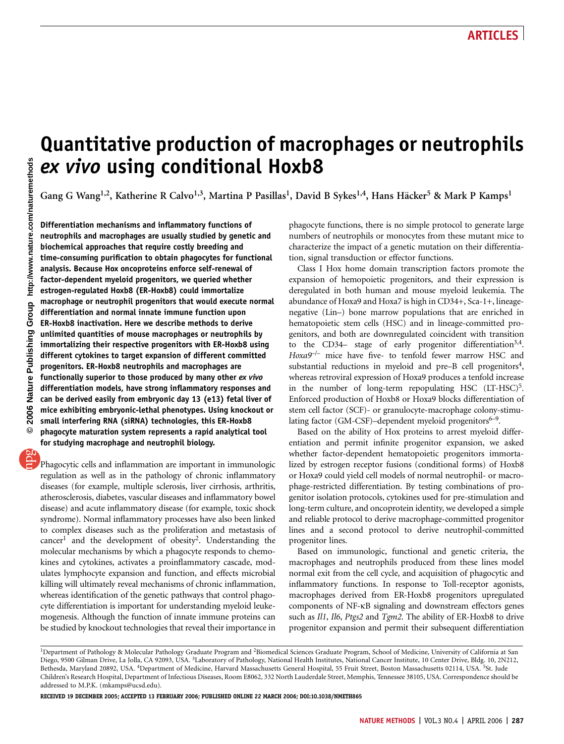# Quantitative production of macrophages or neutrophils *ex vivo* using conditional Hoxb8

Gang G Wang[1,2], Katherine R Calvo[1,3], Martina P Pasillas[1], David B Sykes[1,4], Hans Häcker[5] & Mark P Kamps[1]

**Differentiation mechanisms and inflammatory functions of neutrophils and macrophages are usually studied by genetic and biochemical approaches that require costly breeding and time-consuming purification to obtain phagocytes for functional analysis. Because Hox oncoproteins enforce self-renewal of factor-dependent myeloid progenitors, we queried whether estrogen-regulated Hoxb8 (ER-Hoxb8) could immortalize macrophage or neutrophil progenitors that would execute normal differentiation and normal innate immune function upon ER-Hoxb8 inactivation. Here we describe methods to derive unlimited quantities of mouse macrophages or neutrophils by immortalizing their respective progenitors with ER-Hoxb8 using different cytokines to target expansion of different committed progenitors. ER-Hoxb8 neutrophils and macrophages are functionally superior to those produced by many other *ex vivo* differentiation models, have strong inflammatory responses and can be derived easily from embryonic day 13 (e13) fetal liver of mice exhibiting embryonic-lethal phenotypes. Using knockout or small interfering RNA (siRNA) technologies, this ER-Hoxb8 phagocyte maturation system represents a rapid analytical tool for studying macrophage and neutrophil biology.**

Phagocytic cells and inflammation are important in immunologic regulation as well as in the pathology of chronic inflammatory diseases (for example, multiple sclerosis, liver cirrhosis, arthritis, atherosclerosis, diabetes, vascular diseases and inflammatory bowel disease) and acute inflammatory disease (for example, toxic shock syndrome). Normal inflammatory processes have also been linked to complex diseases such as the proliferation and metastasis of cancer[1] and the development of obesity[2]. Understanding the molecular mechanisms by which a phagocyte responds to chemokines and cytokines, activates a proinflammatory cascade, modulates lymphocyte expansion and function, and effects microbial killing will ultimately reveal mechanisms of chronic inflammation, whereas identification of the genetic pathways that control phagocyte differentiation is important for understanding myeloid leukemogenesis. Although the function of innate immune proteins can be studied by knockout technologies that reveal their importance in phagocyte functions, there is no simple protocol to generate large numbers of neutrophils or monocytes from these mutant mice to characterize the impact of a genetic mutation on their differentiation, signal transduction or effector functions.

Class I Hox home domain transcription factors promote the expansion of hemopoietic progenitors, and their expression is deregulated in both human and mouse myeloid leukemia. The abundance of Hoxa9 and Hoxa7 is high in CD34+, Sca-1+, lineage-negative (Lin–) bone marrow populations that are enriched in hematopoietic stem cells (HSC) and in lineage-committed progenitors, and both are downregulated coincident with transition to the CD34– stage of early progenitor differentiation[3,4]. *Hoxa9*$^{-/-}$ mice have five- to tenfold fewer marrow HSC and substantial reductions in myeloid and pre–B cell progenitors[4], whereas retroviral expression of Hoxa9 produces a tenfold increase in the number of long-term repopulating HSC (LT-HSC)[5]. Enforced production of Hoxb8 or Hoxa9 blocks differentiation of stem cell factor (SCF)- or granulocyte-macrophage colony-stimulating factor (GM-CSF)–dependent myeloid progenitors[6–9].

Based on the ability of Hox proteins to arrest myeloid differentiation and permit infinite progenitor expansion, we asked whether factor-dependent hematopoietic progenitors immortalized by estrogen receptor fusions (conditional forms) of Hoxb8 or Hoxa9 could yield cell models of normal neutrophil- or macrophage-restricted differentiation. By testing combinations of progenitor isolation protocols, cytokines used for pre-stimulation and long-term culture, and oncoprotein identity, we developed a simple and reliable protocol to derive macrophage-committed progenitor lines and a second protocol to derive neutrophil-committed progenitor lines.

Based on immunologic, functional and genetic criteria, the macrophages and neutrophils produced from these lines model normal exit from the cell cycle, and acquisition of phagocytic and inflammatory functions. In response to Toll-receptor agonists, macrophages derived from ER-Hoxb8 progenitors upregulated components of NF-κB signaling and downstream effectors genes such as *Il1*, *Il6*, *Ptgs2* and *Tgm2*. The ability of ER-Hoxb8 to drive progenitor expansion and permit their subsequent differentiation

[1]Department of Pathology & Molecular Pathology Graduate Program and [2]Biomedical Sciences Graduate Program, School of Medicine, University of California at San Diego, 9500 Gilman Drive, La Jolla, CA 92093, USA. [3]Laboratory of Pathology, National Health Institutes, National Cancer Institute, 10 Center Drive, Bldg. 10, 2N212, Bethesda, Maryland 20892, USA. [4]Department of Medicine, Harvard Massachusetts General Hospital, 55 Fruit Street, Boston Massachusetts 02114, USA. [5]St. Jude Children's Research Hospital, Department of Infectious Diseases, Room E8062, 332 North Lauderdale Street, Memphis, Tennessee 38105, USA. Correspondence should be addressed to M.P.K. (mkamps@ucsd.edu).

RECEIVED 19 DECEMBER 2005; ACCEPTED 13 FEBRUARY 2006; PUBLISHED ONLINE 22 MARCH 2006; DOI:10.1038/NMETH865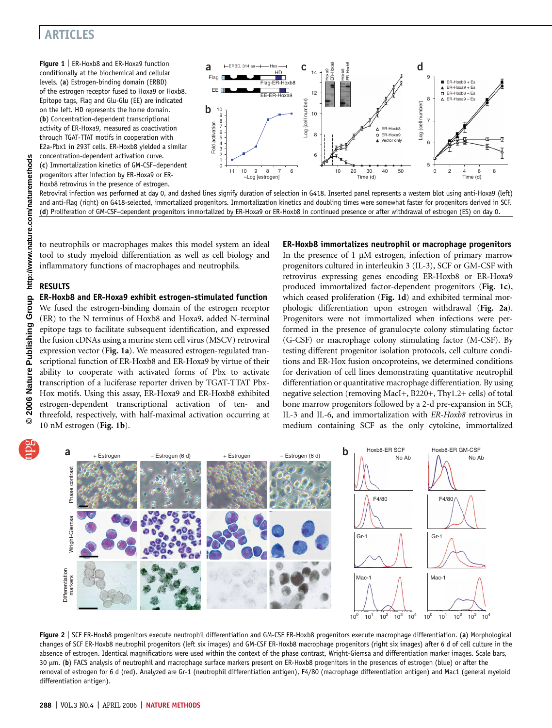**Figure 1** | ER-Hoxb8 and ER-Hoxa9 function conditionally at the biochemical and cellular levels. (**a**) Estrogen-binding domain (ERBD) of the estrogen receptor fused to Hoxa9 or Hoxb8. Epitope tags, Flag and Glu-Glu (EE) are indicated on the left. HD represents the home domain. (**b**) Concentration-dependent transcriptional activity of ER-Hoxa9, measured as coactivation through TGAT-TTAT motifs in cooperation with E2a-Pbx1 in 293T cells. ER-Hoxb8 yielded a similar concentration-dependent activation curve. (**c**) Immortalization kinetics of GM-CSF–dependent progenitors after infection by ER-Hoxa9 or ER-Hoxb8 retrovirus in the presence of estrogen. Retroviral infection was performed at day 0, and dashed lines signify duration of selection in G418. Inserted panel represents a western blot using anti-Hoxa9 (left) and anti-Flag (right) on G418-selected, immortalized progenitors. Immortalization kinetics and doubling times were somewhat faster for progenitors derived in SCF. (**d**) Proliferation of GM-CSF–dependent progenitors immortalized by ER-Hoxa9 or ER-Hoxb8 in continued presence or after withdrawal of estrogen (ES) on day 0.

to neutrophils or macrophages makes this model system an ideal tool to study myeloid differentiation as well as cell biology and inflammatory functions of macrophages and neutrophils.

## RESULTS

### ER-Hoxb8 and ER-Hoxa9 exhibit estrogen-stimulated function

We fused the estrogen-binding domain of the estrogen receptor (ER) to the N terminus of Hoxb8 and Hoxa9, added N-terminal epitope tags to facilitate subsequent identification, and expressed the fusion cDNAs using a murine stem cell virus (MSCV) retroviral expression vector (**Fig. 1a**). We measured estrogen-regulated transcriptional function of ER-Hoxb8 and ER-Hoxa9 by virtue of their ability to cooperate with activated forms of Pbx to activate transcription of a luciferase reporter driven by TGAT-TTAT Pbx-Hox motifs. Using this assay, ER-Hoxa9 and ER-Hoxb8 exhibited estrogen-dependent transcriptional activation of ten- and threefold, respectively, with half-maximal activation occurring at 10 nM estrogen (**Fig. 1b**).

### ER-Hoxb8 immortalizes neutrophil or macrophage progenitors

In the presence of 1 μM estrogen, infection of primary marrow progenitors cultured in interleukin 3 (IL-3), SCF or GM-CSF with retrovirus expressing genes encoding ER-Hoxb8 or ER-Hoxa9 produced immortalized factor-dependent progenitors (**Fig. 1c**), which ceased proliferation (**Fig. 1d**) and exhibited terminal morphologic differentiation upon estrogen withdrawal (**Fig. 2a**). Progenitors were not immortalized when infections were performed in the presence of granulocyte colony stimulating factor (G-CSF) or macrophage colony stimulating factor (M-CSF). By testing different progenitor isolation protocols, cell culture conditions and ER-Hox fusion oncoproteins, we determined conditions for derivation of cell lines demonstrating quantitative neutrophil differentiation or quantitative macrophage differentiation. By using negative selection (removing MacI+, B220+, Thy1.2+ cells) of total bone marrow progenitors followed by a 2-d pre-expansion in SCF, IL-3 and IL-6, and immortalization with *ER-Hoxb8* retrovirus in medium containing SCF as the only cytokine, immortalized

**Figure 2** | SCF ER-Hoxb8 progenitors execute neutrophil differentiation and GM-CSF ER-Hoxb8 progenitors execute macrophage differentiation. (**a**) Morphological changes of SCF ER-Hoxb8 neutrophil progenitors (left six images) and GM-CSF ER-Hoxb8 macrophage progenitors (right six images) after 6 d of cell culture in the absence of estrogen. Identical magnifications were used within the context of the phase contrast, Wright-Giemsa and differentiation marker images. Scale bars, 30 μm. (**b**) FACS analysis of neutrophil and macrophage surface markers present on ER-Hoxb8 progenitors in the presences of estrogen (blue) or after the removal of estrogen for 6 d (red). Analyzed are Gr-1 (neutrophil differentiation antigen), F4/80 (macrophage differentiation antigen) and Mac1 (general myeloid differentiation antigen).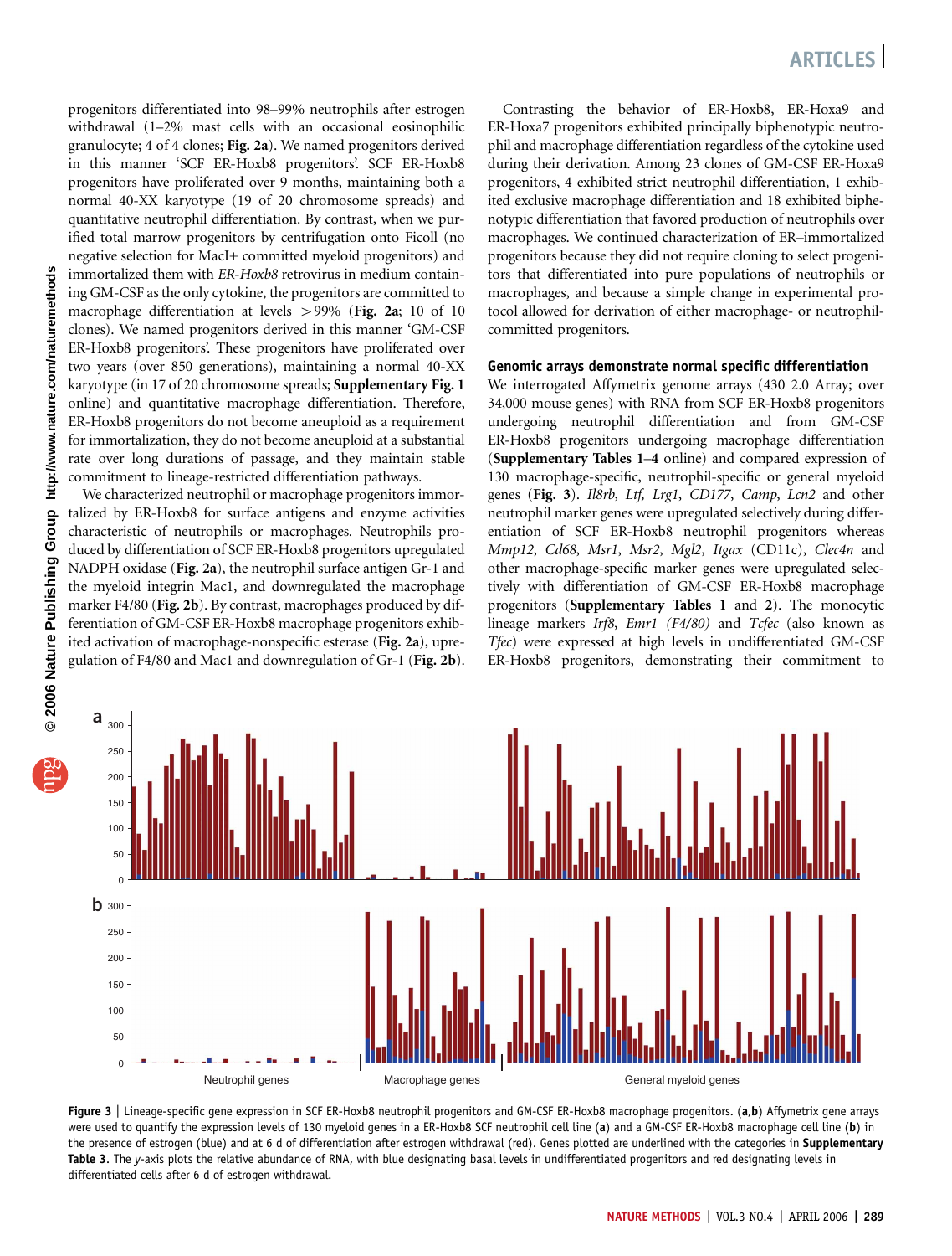progenitors differentiated into 98–99% neutrophils after estrogen withdrawal (1–2% mast cells with an occasional eosinophilic granulocyte; 4 of 4 clones; **Fig. 2a**). We named progenitors derived in this manner 'SCF ER-Hoxb8 progenitors'. SCF ER-Hoxb8 progenitors have proliferated over 9 months, maintaining both a normal 40-XX karyotype (19 of 20 chromosome spreads) and quantitative neutrophil differentiation. By contrast, when we purified total marrow progenitors by centrifugation onto Ficoll (no negative selection for MacI+ committed myeloid progenitors) and immortalized them with *ER-Hoxb8* retrovirus in medium containing GM-CSF as the only cytokine, the progenitors are committed to macrophage differentiation at levels >99% (**Fig. 2a**; 10 of 10 clones). We named progenitors derived in this manner 'GM-CSF ER-Hoxb8 progenitors'. These progenitors have proliferated over two years (over 850 generations), maintaining a normal 40-XX karyotype (in 17 of 20 chromosome spreads; **Supplementary Fig. 1** online) and quantitative macrophage differentiation. Therefore, ER-Hoxb8 progenitors do not become aneuploid as a requirement for immortalization, they do not become aneuploid at a substantial rate over long durations of passage, and they maintain stable commitment to lineage-restricted differentiation pathways.

We characterized neutrophil or macrophage progenitors immortalized by ER-Hoxb8 for surface antigens and enzyme activities characteristic of neutrophils or macrophages. Neutrophils produced by differentiation of SCF ER-Hoxb8 progenitors upregulated NADPH oxidase (**Fig. 2a**), the neutrophil surface antigen Gr-1 and the myeloid integrin Mac1, and downregulated the macrophage marker F4/80 (**Fig. 2b**). By contrast, macrophages produced by differentiation of GM-CSF ER-Hoxb8 macrophage progenitors exhibited activation of macrophage-nonspecific esterase (**Fig. 2a**), upregulation of F4/80 and Mac1 and downregulation of Gr-1 (**Fig. 2b**).

Contrasting the behavior of ER-Hoxb8, ER-Hoxa9 and ER-Hoxa7 progenitors exhibited principally biphenotypic neutrophil and macrophage differentiation regardless of the cytokine used during their derivation. Among 23 clones of GM-CSF ER-Hoxa9 progenitors, 4 exhibited strict neutrophil differentiation, 1 exhibited exclusive macrophage differentiation and 18 exhibited biphenotypic differentiation that favored production of neutrophils over macrophages. We continued characterization of ER–immortalized progenitors because they did not require cloning to select progenitors that differentiated into pure populations of neutrophils or macrophages, and because a simple change in experimental protocol allowed for derivation of either macrophage- or neutrophil-committed progenitors.

## Genomic arrays demonstrate normal specific differentiation

We interrogated Affymetrix genome arrays (430 2.0 Array; over 34,000 mouse genes) with RNA from SCF ER-Hoxb8 progenitors undergoing neutrophil differentiation and from GM-CSF ER-Hoxb8 progenitors undergoing macrophage differentiation (**Supplementary Tables 1–4** online) and compared expression of 130 macrophage-specific, neutrophil-specific or general myeloid genes (**Fig. 3**). *Il8rb*, *Ltf*, *Lrg1*, *CD177*, *Camp*, *Lcn2* and other neutrophil marker genes were upregulated selectively during differentiation of SCF ER-Hoxb8 neutrophil progenitors whereas *Mmp12*, *Cd68*, *Msr1*, *Msr2*, *Mgl2*, *Itgax* (CD11c), *Clec4n* and other macrophage-specific marker genes were upregulated selectively with differentiation of GM-CSF ER-Hoxb8 macrophage progenitors (**Supplementary Tables 1** and **2**). The monocytic lineage markers *Irf8*, *Emr1 (F4/80)* and *Tcfec* (also known as *Tfec*) were expressed at high levels in undifferentiated GM-CSF ER-Hoxb8 progenitors, demonstrating their commitment to

**Figure 3** | Lineage-specific gene expression in SCF ER-Hoxb8 neutrophil progenitors and GM-CSF ER-Hoxb8 macrophage progenitors. (**a**,**b**) Affymetrix gene arrays were used to quantify the expression levels of 130 myeloid genes in a ER-Hoxb8 SCF neutrophil cell line (**a**) and a GM-CSF ER-Hoxb8 macrophage cell line (**b**) in the presence of estrogen (blue) and at 6 d of differentiation after estrogen withdrawal (red). Genes plotted are underlined with the categories in **Supplementary Table 3**. The *y*-axis plots the relative abundance of RNA, with blue designating basal levels in undifferentiated progenitors and red designating levels in differentiated cells after 6 d of estrogen withdrawal.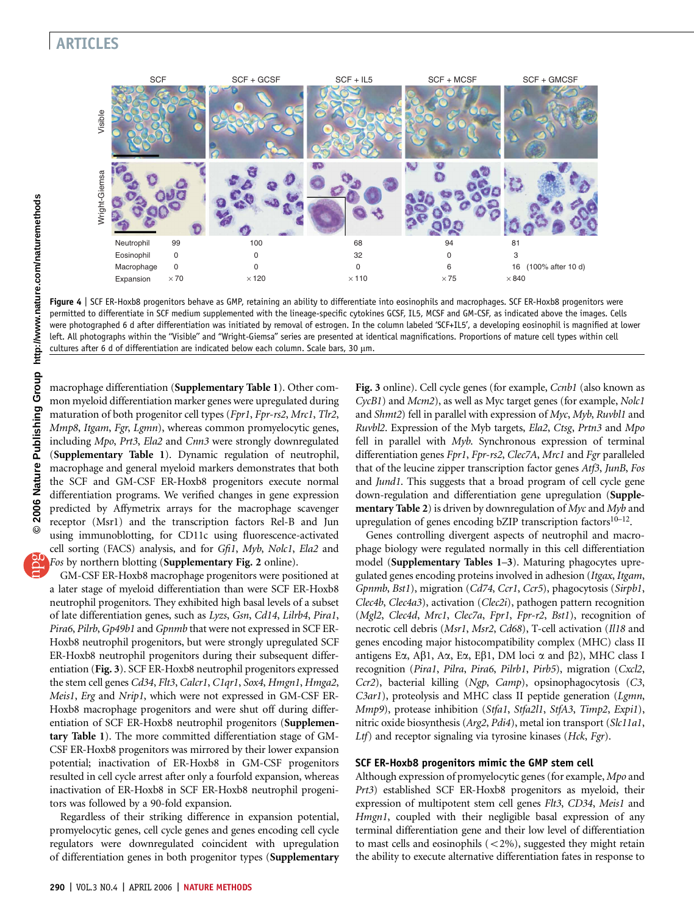| | SCF | SCF + GCSF | SCF + IL5 | SCF + MCSF | SCF + GMCSF |
|---|---|---|---|---|---|
| Neutrophil | 99 | 100 | 68 | 94 | 81 |
| Eosinophil | 0 | 0 | 32 | 0 | 3 |
| Macrophage | 0 | 0 | 0 | 6 | 16 (100% after 10 d) |
| Expansion | ×70 | ×120 | ×110 | ×75 | ×840 |

**Figure 4** | SCF ER-Hoxb8 progenitors behave as GMP, retaining an ability to differentiate into eosinophils and macrophages. SCF ER-Hoxb8 progenitors were permitted to differentiate in SCF medium supplemented with the lineage-specific cytokines GCSF, IL5, MCSF and GM-CSF, as indicated above the images. Cells were photographed 6 d after differentiation was initiated by removal of estrogen. In the column labeled 'SCF+IL5', a developing eosinophil is magnified at lower left. All photographs within the "Visible" and "Wright-Giemsa" series are presented at identical magnifications. Proportions of mature cell types within cell cultures after 6 d of differentiation are indicated below each column. Scale bars, 30 μm.

macrophage differentiation (**Supplementary Table 1**). Other common myeloid differentiation marker genes were upregulated during maturation of both progenitor cell types (*Fpr1*, *Fpr-rs2*, *Mrc1*, *Tlr2*, *Mmp8*, *Itgam*, *Fgr*, *Lgmn*), whereas common promyelocytic genes, including *Mpo*, *Prt3*, *Ela2* and *Cnn3* were strongly downregulated (**Supplementary Table 1**). Dynamic regulation of neutrophil, macrophage and general myeloid markers demonstrates that both the SCF and GM-CSF ER-Hoxb8 progenitors execute normal differentiation programs. We verified changes in gene expression predicted by Affymetrix arrays for the macrophage scavenger receptor (Msr1) and the transcription factors Rel-B and Jun using immunoblotting, for CD11c using fluorescence-activated cell sorting (FACS) analysis, and for *Gfi1*, *Myb*, *Nolc1*, *Ela2* and *Fos* by northern blotting (**Supplementary Fig. 2** online).

GM-CSF ER-Hoxb8 macrophage progenitors were positioned at a later stage of myeloid differentiation than were SCF ER-Hoxb8 neutrophil progenitors. They exhibited high basal levels of a subset of late differentiation genes, such as *Lyzs*, *Gsn*, *Cd14*, *Lilrb4*, *Pira1*, *Pira6*, *Pilrb*, *Gp49b1* and *Gpnmb* that were not expressed in SCF ER-Hoxb8 neutrophil progenitors, but were strongly upregulated SCF ER-Hoxb8 neutrophil progenitors during their subsequent differentiation (**Fig. 3**). SCF ER-Hoxb8 neutrophil progenitors expressed the stem cell genes *Cd34*, *Flt3*, *Calcr1*, *C1qr1*, *Sox4*, *Hmgn1*, *Hmga2*, *Meis1*, *Erg* and *Nrip1*, which were not expressed in GM-CSF ER-Hoxb8 macrophage progenitors and were shut off during differentiation of SCF ER-Hoxb8 neutrophil progenitors (**Supplementary Table 1**). The more committed differentiation stage of GM-CSF ER-Hoxb8 progenitors was mirrored by their lower expansion potential; inactivation of ER-Hoxb8 in GM-CSF progenitors resulted in cell cycle arrest after only a fourfold expansion, whereas inactivation of ER-Hoxb8 in SCF ER-Hoxb8 neutrophil progenitors was followed by a 90-fold expansion.

Regardless of their striking difference in expansion potential, promyelocytic genes, cell cycle genes and genes encoding cell cycle regulators were downregulated coincident with upregulation of differentiation genes in both progenitor types (**Supplementary Fig. 3** online). Cell cycle genes (for example, *Ccnb1* (also known as *CycB1*) and *Mcm2*), as well as Myc target genes (for example, *Nolc1* and *Shmt2*) fell in parallel with expression of *Myc*, *Myb*, *Ruvbl1* and *Ruvbl2*. Expression of the Myb targets, *Ela2*, *Ctsg*, *Prtn3* and *Mpo* fell in parallel with *Myb*. Synchronous expression of terminal differentiation genes *Fpr1*, *Fpr-rs2*, *Clec7A*, *Mrc1* and *Fgr* paralleled that of the leucine zipper transcription factor genes *Atf3*, *JunB*, *Fos* and *Jund1*. This suggests that a broad program of cell cycle gene down-regulation and differentiation gene upregulation (**Supplementary Table 2**) is driven by downregulation of *Myc* and *Myb* and upregulation of genes encoding bZIP transcription factors[10–12].

Genes controlling divergent aspects of neutrophil and macrophage biology were regulated normally in this cell differentiation model (**Supplementary Tables 1–3**). Maturing phagocytes upregulated genes encoding proteins involved in adhesion (*Itgax*, *Itgam*, *Gpnmb*, *Bst1*), migration (*Cd74*, *Ccr1*, *Ccr5*), phagocytosis (*Sirpb1*, *Clec4b*, *Clec4a3*), activation (*Clec2i*), pathogen pattern recognition (*Mgl2*, *Clec4d*, *Mrc1*, *Clec7a*, *Fpr1*, *Fpr-r2*, *Bst1*), recognition of necrotic cell debris (*Msr1*, *Msr2*, *Cd68*), T-cell activation (*Il18* and genes encoding major histocompatibility complex (MHC) class II antigens Eα, Aβ1, Aα, Eα, Eβ1, DM loci α and β2), MHC class I recognition (*Pira1*, *Pilra*, *Pira6*, *Pilrb1*, *Pirb5*), migration (*Cxcl2*, *Ccr2*), bacterial killing (*Ngp*, *Camp*), opsinophagocytosis (*C3*, *C3ar1*), proteolysis and MHC class II peptide generation (*Lgmn*, *Mmp9*), protease inhibition (*Stfa1*, *Stfa2l1*, *StfA3*, *Timp2*, *Expi1*), nitric oxide biosynthesis (*Arg2*, *Pdi4*), metal ion transport (*Slc11a1*, *Ltf*) and receptor signaling via tyrosine kinases (*Hck*, *Fgr*).

### SCF ER-Hoxb8 progenitors mimic the GMP stem cell

Although expression of promyelocytic genes (for example, *Mpo* and *Prt3*) established SCF ER-Hoxb8 progenitors as myeloid, their expression of multipotent stem cell genes *Flt3*, *CD34*, *Meis1* and *Hmgn1*, coupled with their negligible basal expression of any terminal differentiation gene and their low level of differentiation to mast cells and eosinophils (<2%), suggested they might retain the ability to execute alternative differentiation fates in response to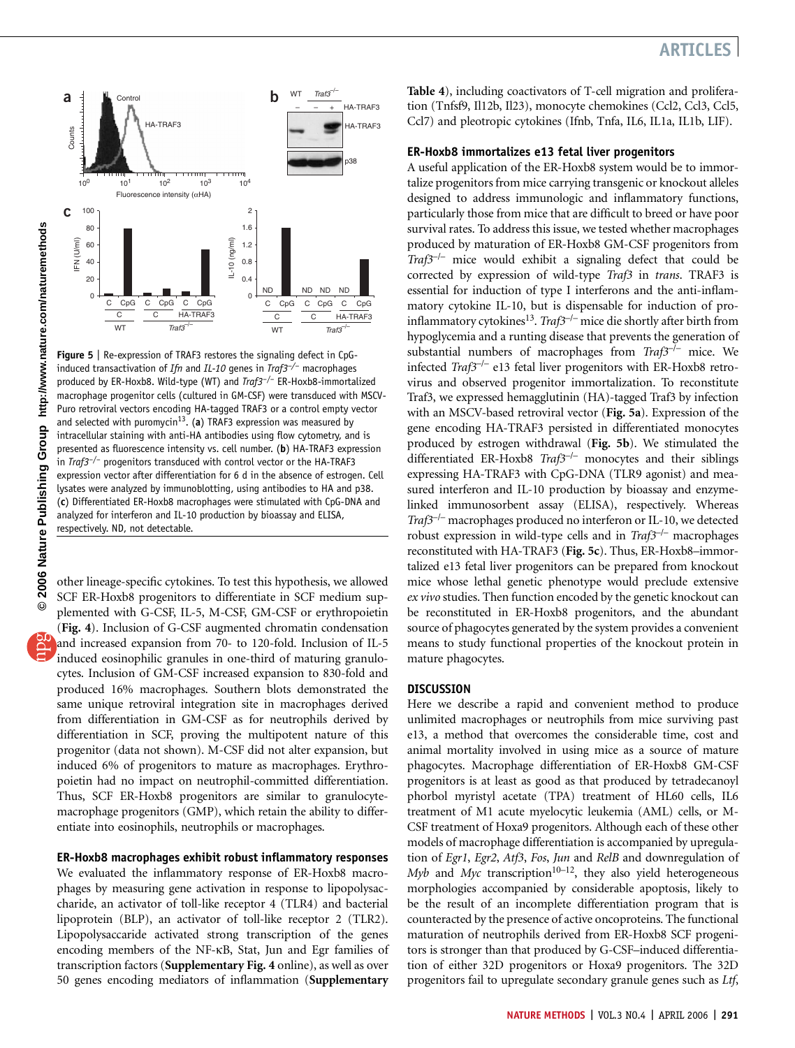**Figure 5 | Re-expression of TRAF3 restores the signaling defect in CpG-induced transactivation of *Ifn* and *IL-10* genes in *Traf3*$^{-/-}$ macrophages produced by ER-Hoxb8.** Wild-type (WT) and *Traf3*$^{-/-}$ ER-Hoxb8-immortalized macrophage progenitor cells (cultured in GM-CSF) were transduced with MSCV-Puro retroviral vectors encoding HA-tagged TRAF3 or a control empty vector and selected with puromycin[13]. (**a**) TRAF3 expression was measured by intracellular staining with anti-HA antibodies using flow cytometry, and is presented as fluorescence intensity vs. cell number. (**b**) HA-TRAF3 expression in *Traf3*$^{-/-}$ progenitors transduced with control vector or the HA-TRAF3 expression vector after differentiation for 6 d in the absence of estrogen. Cell lysates were analyzed by immunoblotting, using antibodies to HA and p38. (**c**) Differentiated ER-Hoxb8 macrophages were stimulated with CpG-DNA and analyzed for interferon and IL-10 production by bioassay and ELISA, respectively. ND, not detectable.

other lineage-specific cytokines. To test this hypothesis, we allowed SCF ER-Hoxb8 progenitors to differentiate in SCF medium supplemented with G-CSF, IL-5, M-CSF, GM-CSF or erythropoietin (**Fig. 4**). Inclusion of G-CSF augmented chromatin condensation and increased expansion from 70- to 120-fold. Inclusion of IL-5 induced eosinophilic granules in one-third of maturing granulocytes. Inclusion of GM-CSF increased expansion to 830-fold and produced 16% macrophages. Southern blots demonstrated the same unique retroviral integration site in macrophages derived from differentiation in GM-CSF as for neutrophils derived by differentiation in SCF, proving the multipotent nature of this progenitor (data not shown). M-CSF did not alter expansion, but induced 6% of progenitors to mature as macrophages. Erythropoietin had no impact on neutrophil-committed differentiation. Thus, SCF ER-Hoxb8 progenitors are similar to granulocyte-macrophage progenitors (GMP), which retain the ability to differentiate into eosinophils, neutrophils or macrophages.

## ER-Hoxb8 macrophages exhibit robust inflammatory responses

We evaluated the inflammatory response of ER-Hoxb8 macrophages by measuring gene activation in response to lipopolysaccharide, an activator of toll-like receptor 4 (TLR4) and bacterial lipoprotein (BLP), an activator of toll-like receptor 2 (TLR2). Lipopolysaccaride activated strong transcription of the genes encoding members of the NF-κB, Stat, Jun and Egr families of transcription factors (**Supplementary Fig. 4** online), as well as over 50 genes encoding mediators of inflammation (**Supplementary Table 4**), including coactivators of T-cell migration and proliferation (Tnfsf9, Il12b, Il23), monocyte chemokines (Ccl2, Ccl3, Ccl5, Ccl7) and pleotropic cytokines (Ifnb, Tnfa, IL6, IL1a, IL1b, LIF).

## ER-Hoxb8 immortalizes e13 fetal liver progenitors

A useful application of the ER-Hoxb8 system would be to immortalize progenitors from mice carrying transgenic or knockout alleles designed to address immunologic and inflammatory functions, particularly those from mice that are difficult to breed or have poor survival rates. To address this issue, we tested whether macrophages produced by maturation of ER-Hoxb8 GM-CSF progenitors from *Traf3*$^{-/-}$ mice would exhibit a signaling defect that could be corrected by expression of wild-type *Traf3* in *trans*. TRAF3 is essential for induction of type I interferons and the anti-inflammatory cytokine IL-10, but is dispensable for induction of pro-inflammatory cytokines[13]. *Traf3*$^{-/-}$ mice die shortly after birth from hypoglycemia and a runting disease that prevents the generation of substantial numbers of macrophages from *Traf3*$^{-/-}$ mice. We infected *Traf3*$^{-/-}$ e13 fetal liver progenitors with ER-Hoxb8 retrovirus and observed progenitor immortalization. To reconstitute Traf3, we expressed hemagglutinin (HA)-tagged Traf3 by infection with an MSCV-based retroviral vector (**Fig. 5a**). Expression of the gene encoding HA-TRAF3 persisted in differentiated monocytes produced by estrogen withdrawal (**Fig. 5b**). We stimulated the differentiated ER-Hoxb8 *Traf3*$^{-/-}$ monocytes and their siblings expressing HA-TRAF3 with CpG-DNA (TLR9 agonist) and measured interferon and IL-10 production by bioassay and enzyme-linked immunosorbent assay (ELISA), respectively. Whereas *Traf3*$^{-/-}$ macrophages produced no interferon or IL-10, we detected robust expression in wild-type cells and in *Traf3*$^{-/-}$ macrophages reconstituted with HA-TRAF3 (**Fig. 5c**). Thus, ER-Hoxb8–immortalized e13 fetal liver progenitors can be prepared from knockout mice whose lethal genetic phenotype would preclude extensive *ex vivo* studies. Then function encoded by the genetic knockout can be reconstituted in ER-Hoxb8 progenitors, and the abundant source of phagocytes generated by the system provides a convenient means to study functional properties of the knockout protein in mature phagocytes.

## DISCUSSION

Here we describe a rapid and convenient method to produce unlimited macrophages or neutrophils from mice surviving past e13, a method that overcomes the considerable time, cost and animal mortality involved in using mice as a source of mature phagocytes. Macrophage differentiation of ER-Hoxb8 GM-CSF progenitors is at least as good as that produced by tetradecanoyl phorbol myristyl acetate (TPA) treatment of HL60 cells, IL6 treatment of M1 acute myelocytic leukemia (AML) cells, or M-CSF treatment of Hoxa9 progenitors. Although each of these other models of macrophage differentiation is accompanied by upregulation of *Egr1*, *Egr2*, *Atf3*, *Fos*, *Jun* and *RelB* and downregulation of *Myb* and *Myc* transcription[10–12], they also yield heterogeneous morphologies accompanied by considerable apoptosis, likely to be the result of an incomplete differentiation program that is counteracted by the presence of active oncoproteins. The functional maturation of neutrophils derived from ER-Hoxb8 SCF progenitors is stronger than that produced by G-CSF–induced differentiation of either 32D progenitors or Hoxa9 progenitors. The 32D progenitors fail to upregulate secondary granule genes such as *Ltf*,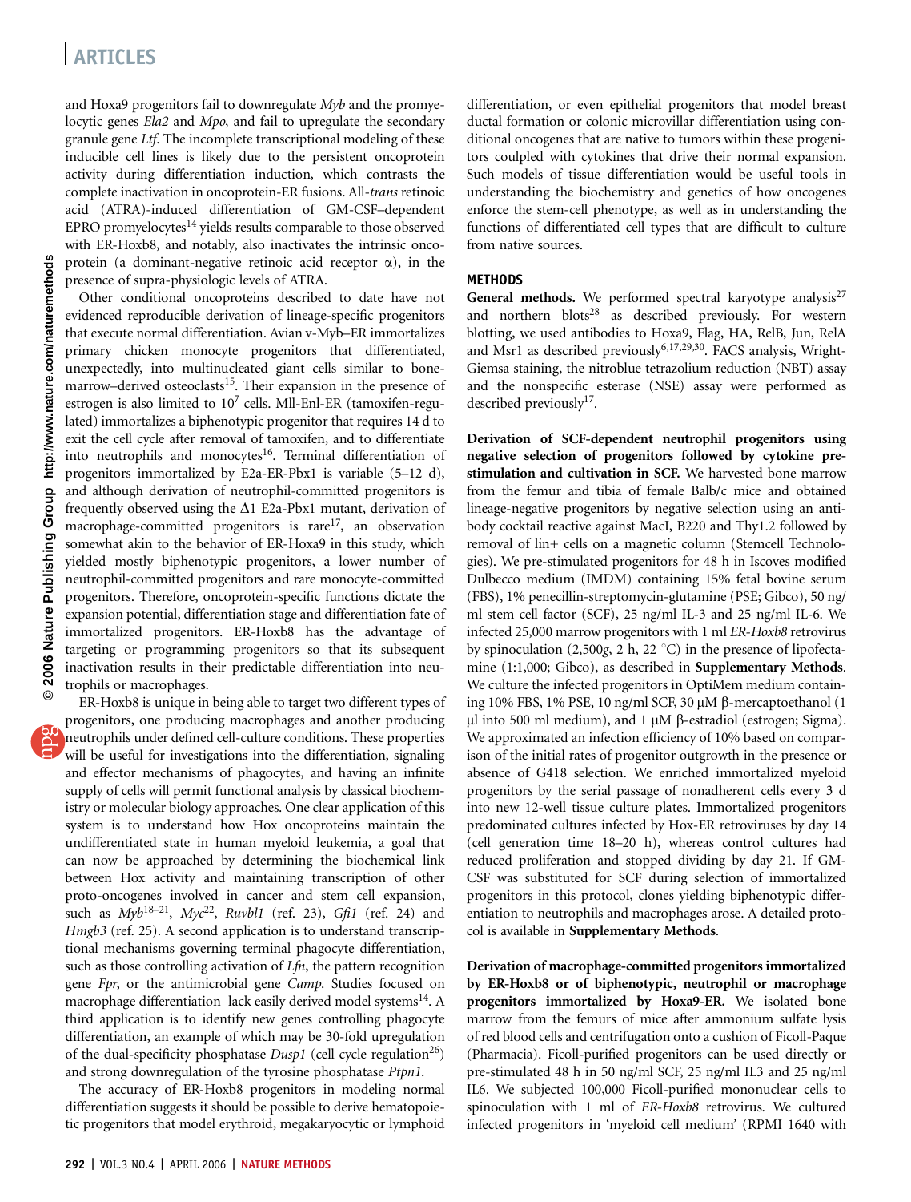and Hoxa9 progenitors fail to downregulate *Myb* and the promyelocytic genes *Ela2* and *Mpo*, and fail to upregulate the secondary granule gene *Ltf*. The incomplete transcriptional modeling of these inducible cell lines is likely due to the persistent oncoprotein activity during differentiation induction, which contrasts the complete inactivation in oncoprotein-ER fusions. All-*trans* retinoic acid (ATRA)-induced differentiation of GM-CSF–dependent EPRO promyelocytes[14] yields results comparable to those observed with ER-Hoxb8, and notably, also inactivates the intrinsic oncoprotein (a dominant-negative retinoic acid receptor α), in the presence of supra-physiologic levels of ATRA.

Other conditional oncoproteins described to date have not evidenced reproducible derivation of lineage-specific progenitors that execute normal differentiation. Avian v-Myb–ER immortalizes primary chicken monocyte progenitors that differentiated, unexpectedly, into multinucleated giant cells similar to bone-marrow–derived osteoclasts[15]. Their expansion in the presence of estrogen is also limited to $10^7$ cells. Mll-Enl-ER (tamoxifen-regulated) immortalizes a biphenotypic progenitor that requires 14 d to exit the cell cycle after removal of tamoxifen, and to differentiate into neutrophils and monocytes[16]. Terminal differentiation of progenitors immortalized by E2a-ER-Pbx1 is variable (5–12 d), and although derivation of neutrophil-committed progenitors is frequently observed using the Δ1 E2a-Pbx1 mutant, derivation of macrophage-committed progenitors is rare[17], an observation somewhat akin to the behavior of ER-Hoxa9 in this study, which yielded mostly biphenotypic progenitors, a lower number of neutrophil-committed progenitors and rare monocyte-committed progenitors. Therefore, oncoprotein-specific functions dictate the expansion potential, differentiation stage and differentiation fate of immortalized progenitors. ER-Hoxb8 has the advantage of targeting or programming progenitors so that its subsequent inactivation results in their predictable differentiation into neutrophils or macrophages.

ER-Hoxb8 is unique in being able to target two different types of progenitors, one producing macrophages and another producing neutrophils under defined cell-culture conditions. These properties will be useful for investigations into the differentiation, signaling and effector mechanisms of phagocytes, and having an infinite supply of cells will permit functional analysis by classical biochemistry or molecular biology approaches. One clear application of this system is to understand how Hox oncoproteins maintain the undifferentiated state in human myeloid leukemia, a goal that can now be approached by determining the biochemical link between Hox activity and maintaining transcription of other proto-oncogenes involved in cancer and stem cell expansion, such as *Myb*[18–21], *Myc*[22], *Ruvbl1* (ref. 23), *Gfi1* (ref. 24) and *Hmgb3* (ref. 25). A second application is to understand transcriptional mechanisms governing terminal phagocyte differentiation, such as those controlling activation of *Lfn*, the pattern recognition gene *Fpr*, or the antimicrobial gene *Camp*. Studies focused on macrophage differentiation lack easily derived model systems[14]. A third application is to identify new genes controlling phagocyte differentiation, an example of which may be 30-fold upregulation of the dual-specificity phosphatase *Dusp1* (cell cycle regulation[26]) and strong downregulation of the tyrosine phosphatase *Ptpn1*.

The accuracy of ER-Hoxb8 progenitors in modeling normal differentiation suggests it should be possible to derive hematopoietic progenitors that model erythroid, megakaryocytic or lymphoid differentiation, or even epithelial progenitors that model breast ductal formation or colonic microvillar differentiation using conditional oncogenes that are native to tumors within these progenitors coulpled with cytokines that drive their normal expansion. Such models of tissue differentiation would be useful tools in understanding the biochemistry and genetics of how oncogenes enforce the stem-cell phenotype, as well as in understanding the functions of differentiated cell types that are difficult to culture from native sources.

## METHODS

**General methods.** We performed spectral karyotype analysis[27] and northern blots[28] as described previously. For western blotting, we used antibodies to Hoxa9, Flag, HA, RelB, Jun, RelA and Msr1 as described previously[6,17,29,30]. FACS analysis, Wright-Giemsa staining, the nitroblue tetrazolium reduction (NBT) assay and the nonspecific esterase (NSE) assay were performed as described previously[17].

**Derivation of SCF-dependent neutrophil progenitors using negative selection of progenitors followed by cytokine prestimulation and cultivation in SCF.** We harvested bone marrow from the femur and tibia of female Balb/c mice and obtained lineage-negative progenitors by negative selection using an antibody cocktail reactive against MacI, B220 and Thy1.2 followed by removal of lin+ cells on a magnetic column (Stemcell Technologies). We pre-stimulated progenitors for 48 h in Iscoves modified Dulbecco medium (IMDM) containing 15% fetal bovine serum (FBS), 1% penecillin-streptomycin-glutamine (PSE; Gibco), 50 ng/ml stem cell factor (SCF), 25 ng/ml IL-3 and 25 ng/ml IL-6. We infected 25,000 marrow progenitors with 1 ml *ER-Hoxb8* retrovirus by spinoculation (2,500*g*, 2 h, 22 °C) in the presence of lipofectamine (1:1,000; Gibco), as described in **Supplementary Methods**. We culture the infected progenitors in OptiMem medium containing 10% FBS, 1% PSE, 10 ng/ml SCF, 30 μM β-mercaptoethanol (1 μl into 500 ml medium), and 1 μM β-estradiol (estrogen; Sigma). We approximated an infection efficiency of 10% based on comparison of the initial rates of progenitor outgrowth in the presence or absence of G418 selection. We enriched immortalized myeloid progenitors by the serial passage of nonadherent cells every 3 d into new 12-well tissue culture plates. Immortalized progenitors predominated cultures infected by Hox-ER retroviruses by day 14 (cell generation time 18–20 h), whereas control cultures had reduced proliferation and stopped dividing by day 21. If GM-CSF was substituted for SCF during selection of immortalized progenitors in this protocol, clones yielding biphenotypic differentiation to neutrophils and macrophages arose. A detailed protocol is available in **Supplementary Methods**.

**Derivation of macrophage-committed progenitors immortalized by ER-Hoxb8 or of biphenotypic, neutrophil or macrophage progenitors immortalized by Hoxa9-ER.** We isolated bone marrow from the femurs of mice after ammonium sulfate lysis of red blood cells and centrifugation onto a cushion of Ficoll-Paque (Pharmacia). Ficoll-purified progenitors can be used directly or pre-stimulated 48 h in 50 ng/ml SCF, 25 ng/ml IL3 and 25 ng/ml IL6. We subjected 100,000 Ficoll-purified mononuclear cells to spinoculation with 1 ml of *ER-Hoxb8* retrovirus. We cultured infected progenitors in 'myeloid cell medium' (RPMI 1640 with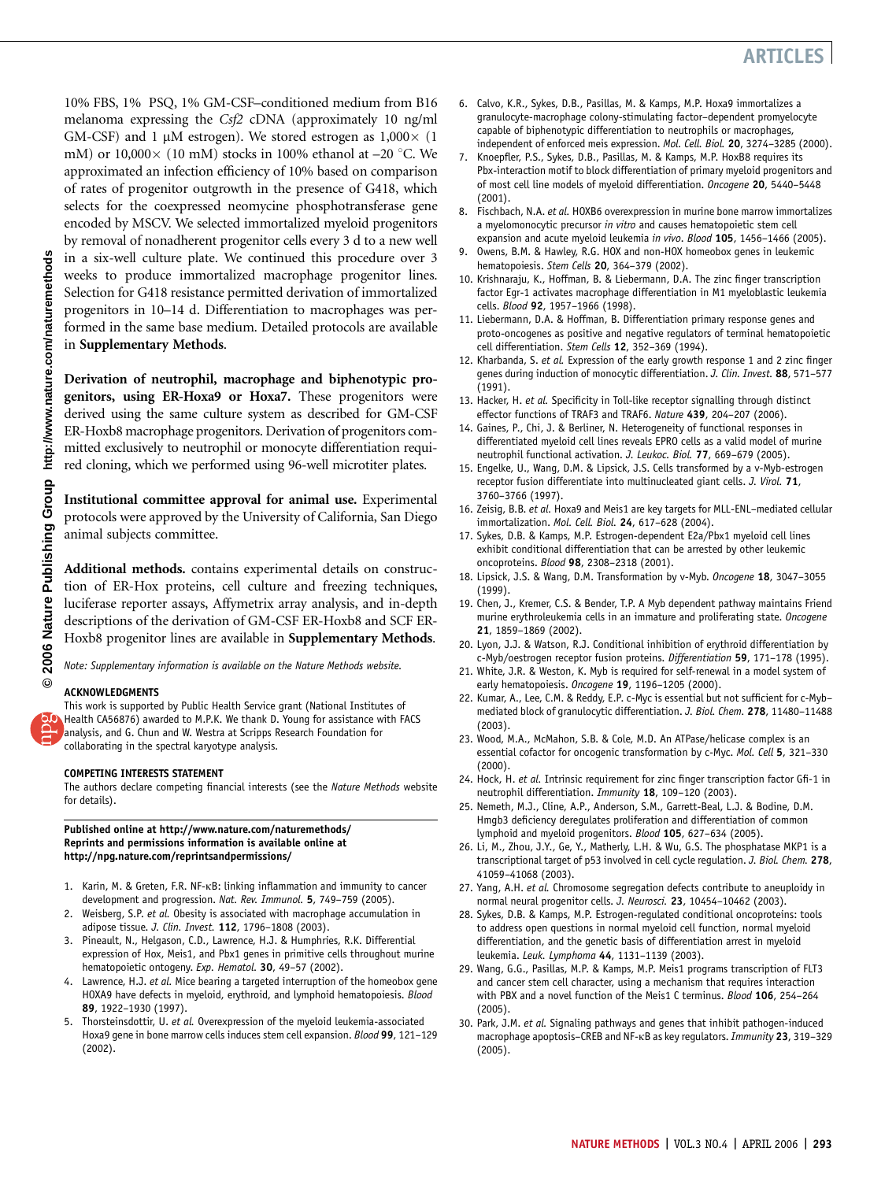10% FBS, 1% PSQ, 1% GM-CSF–conditioned medium from B16 melanoma expressing the *Csf2* cDNA (approximately 10 ng/ml GM-CSF) and 1 μM estrogen). We stored estrogen as 1,000× (1 mM) or 10,000× (10 mM) stocks in 100% ethanol at –20 °C. We approximated an infection efficiency of 10% based on comparison of rates of progenitor outgrowth in the presence of G418, which selects for the coexpressed neomycine phosphotransferase gene encoded by MSCV. We selected immortalized myeloid progenitors by removal of nonadherent progenitor cells every 3 d to a new well in a six-well culture plate. We continued this procedure over 3 weeks to produce immortalized macrophage progenitor lines. Selection for G418 resistance permitted derivation of immortalized progenitors in 10–14 d. Differentiation to macrophages was performed in the same base medium. Detailed protocols are available in **Supplementary Methods**.

**Derivation of neutrophil, macrophage and biphenotypic progenitors, using ER-Hoxa9 or Hoxa7.** These progenitors were derived using the same culture system as described for GM-CSF ER-Hoxb8 macrophage progenitors. Derivation of progenitors committed exclusively to neutrophil or monocyte differentiation required cloning, which we performed using 96-well microtiter plates.

**Institutional committee approval for animal use.** Experimental protocols were approved by the University of California, San Diego animal subjects committee.

**Additional methods.** contains experimental details on construction of ER-Hox proteins, cell culture and freezing techniques, luciferase reporter assays, Affymetrix array analysis, and in-depth descriptions of the derivation of GM-CSF ER-Hoxb8 and SCF ER-Hoxb8 progenitor lines are available in **Supplementary Methods**.

*Note: Supplementary information is available on the Nature Methods website.*

### ACKNOWLEDGMENTS

This work is supported by Public Health Service grant (National Institutes of Health CA56876) awarded to M.P.K. We thank D. Young for assistance with FACS analysis, and G. Chun and W. Westra at Scripps Research Foundation for collaborating in the spectral karyotype analysis.

### COMPETING INTERESTS STATEMENT

The authors declare competing financial interests (see the *Nature Methods* website for details).

**Published online at http://www.nature.com/naturemethods/**
**Reprints and permissions information is available online at http://npg.nature.com/reprintsandpermissions/**

1. Karin, M. & Greten, F.R. NF-κB: linking inflammation and immunity to cancer development and progression. *Nat. Rev. Immunol.* **5**, 749–759 (2005).
2. Weisberg, S.P. *et al.* Obesity is associated with macrophage accumulation in adipose tissue. *J. Clin. Invest.* **112**, 1796–1808 (2003).
3. Pineault, N., Helgason, C.D., Lawrence, H.J. & Humphries, R.K. Differential expression of Hox, Meis1, and Pbx1 genes in primitive cells throughout murine hematopoietic ontogeny. *Exp. Hematol.* **30**, 49–57 (2002).
4. Lawrence, H.J. *et al.* Mice bearing a targeted interruption of the homeobox gene HOXA9 have defects in myeloid, erythroid, and lymphoid hematopoiesis. *Blood* **89**, 1922–1930 (1997).
5. Thorsteinsdottir, U. *et al.* Overexpression of the myeloid leukemia-associated Hoxa9 gene in bone marrow cells induces stem cell expansion. *Blood* **99**, 121–129 (2002).
6. Calvo, K.R., Sykes, D.B., Pasillas, M. & Kamps, M.P. Hoxa9 immortalizes a granulocyte-macrophage colony-stimulating factor–dependent promyelocyte capable of biphenotypic differentiation to neutrophils or macrophages, independent of enforced meis expression. *Mol. Cell. Biol.* **20**, 3274–3285 (2000).
7. Knoepfler, P.S., Sykes, D.B., Pasillas, M. & Kamps, M.P. HoxB8 requires its Pbx-interaction motif to block differentiation of primary myeloid progenitors and of most cell line models of myeloid differentiation. *Oncogene* **20**, 5440–5448 (2001).
8. Fischbach, N.A. *et al.* HOXB6 overexpression in murine bone marrow immortalizes a myelomonocytic precursor *in vitro* and causes hematopoietic stem cell expansion and acute myeloid leukemia *in vivo*. *Blood* **105**, 1456–1466 (2005).
9. Owens, B.M. & Hawley, R.G. HOX and non-HOX homeobox genes in leukemic hematopoiesis. *Stem Cells* **20**, 364–379 (2002).
10. Krishnaraju, K., Hoffman, B. & Liebermann, D.A. The zinc finger transcription factor Egr-1 activates macrophage differentiation in M1 myeloblastic leukemia cells. *Blood* **92**, 1957–1966 (1998).
11. Liebermann, D.A. & Hoffman, B. Differentiation primary response genes and proto-oncogenes as positive and negative regulators of terminal hematopoietic cell differentiation. *Stem Cells* **12**, 352–369 (1994).
12. Kharbanda, S. *et al.* Expression of the early growth response 1 and 2 zinc finger genes during induction of monocytic differentiation. *J. Clin. Invest.* **88**, 571–577 (1991).
13. Hacker, H. *et al.* Specificity in Toll-like receptor signalling through distinct effector functions of TRAF3 and TRAF6. *Nature* **439**, 204–207 (2006).
14. Gaines, P., Chi, J. & Berliner, N. Heterogeneity of functional responses in differentiated myeloid cell lines reveals EPRO cells as a valid model of murine neutrophil functional activation. *J. Leukoc. Biol.* **77**, 669–679 (2005).
15. Engelke, U., Wang, D.M. & Lipsick, J.S. Cells transformed by a v-Myb-estrogen receptor fusion differentiate into multinucleated giant cells. *J. Virol.* **71**, 3760–3766 (1997).
16. Zeisig, B.B. *et al.* Hoxa9 and Meis1 are key targets for MLL-ENL–mediated cellular immortalization. *Mol. Cell. Biol.* **24**, 617–628 (2004).
17. Sykes, D.B. & Kamps, M.P. Estrogen-dependent E2a/Pbx1 myeloid cell lines exhibit conditional differentiation that can be arrested by other leukemic oncoproteins. *Blood* **98**, 2308–2318 (2001).
18. Lipsick, J.S. & Wang, D.M. Transformation by v-Myb. *Oncogene* **18**, 3047–3055 (1999).
19. Chen, J., Kremer, C.S. & Bender, T.P. A Myb dependent pathway maintains Friend murine erythroleukemia cells in an immature and proliferating state. *Oncogene* **21**, 1859–1869 (2002).
20. Lyon, J.J. & Watson, R.J. Conditional inhibition of erythroid differentiation by c-Myb/oestrogen receptor fusion proteins. *Differentiation* **59**, 171–178 (1995).
21. White, J.R. & Weston, K. Myb is required for self-renewal in a model system of early hematopoiesis. *Oncogene* **19**, 1196–1205 (2000).
22. Kumar, A., Lee, C.M. & Reddy, E.P. c-Myc is essential but not sufficient for c-Myb–mediated block of granulocytic differentiation. *J. Biol. Chem.* **278**, 11480–11488 (2003).
23. Wood, M.A., McMahon, S.B. & Cole, M.D. An ATPase/helicase complex is an essential cofactor for oncogenic transformation by c-Myc. *Mol. Cell* **5**, 321–330 (2000).
24. Hock, H. *et al.* Intrinsic requirement for zinc finger transcription factor Gfi-1 in neutrophil differentiation. *Immunity* **18**, 109–120 (2003).
25. Nemeth, M.J., Cline, A.P., Anderson, S.M., Garrett-Beal, L.J. & Bodine, D.M. Hmgb3 deficiency deregulates proliferation and differentiation of common lymphoid and myeloid progenitors. *Blood* **105**, 627–634 (2005).
26. Li, M., Zhou, J.Y., Ge, Y., Matherly, L.H. & Wu, G.S. The phosphatase MKP1 is a transcriptional target of p53 involved in cell cycle regulation. *J. Biol. Chem.* **278**, 41059–41068 (2003).
27. Yang, A.H. *et al.* Chromosome segregation defects contribute to aneuploidy in normal neural progenitor cells. *J. Neurosci.* **23**, 10454–10462 (2003).
28. Sykes, D.B. & Kamps, M.P. Estrogen-regulated conditional oncoproteins: tools to address open questions in normal myeloid cell function, normal myeloid differentiation, and the genetic basis of differentiation arrest in myeloid leukemia. *Leuk. Lymphoma* **44**, 1131–1139 (2003).
29. Wang, G.G., Pasillas, M.P. & Kamps, M.P. Meis1 programs transcription of FLT3 and cancer stem cell character, using a mechanism that requires interaction with PBX and a novel function of the Meis1 C terminus. *Blood* **106**, 254–264 (2005).
30. Park, J.M. *et al.* Signaling pathways and genes that inhibit pathogen-induced macrophage apoptosis–CREB and NF-κB as key regulators. *Immunity* **23**, 319–329 (2005).